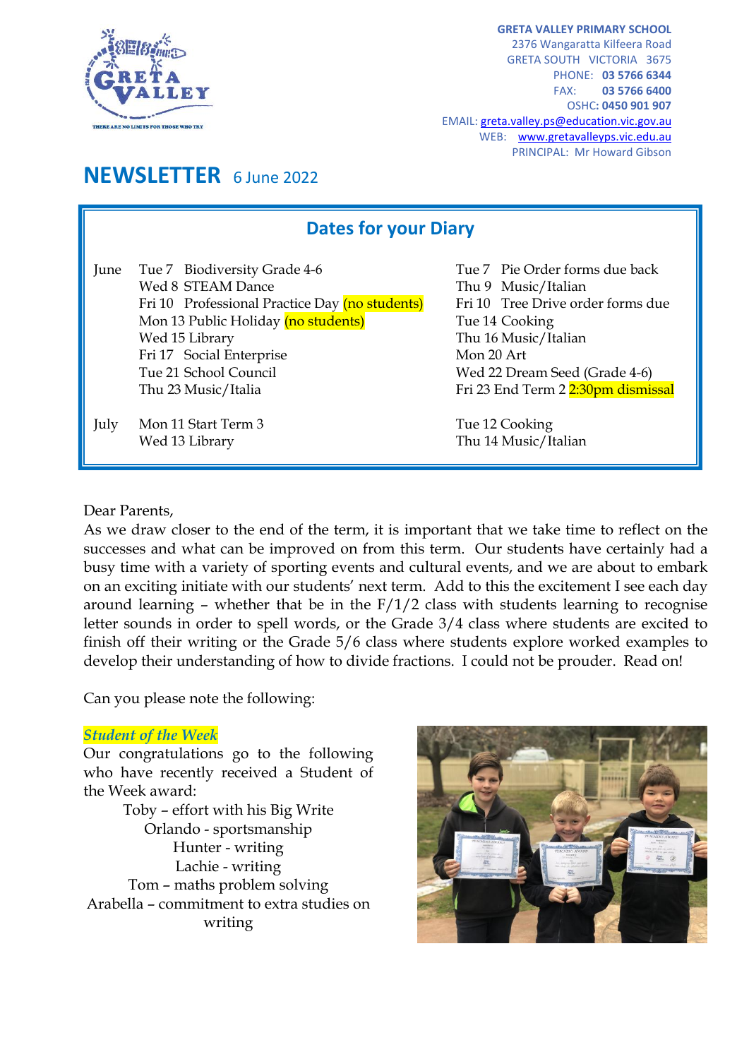**GRETA VALLEY PRIMARY SCHOOL**
2376 Wangaratta Kilfeera Road
GRETA SOUTH VICTORIA 3675
PHONE: **03 5766 6344**
FAX: **03 5766 6400**
OSHC: **0450 901 907**
EMAIL: greta.valley.ps@education.vic.gov.au
WEB: www.gretavalleyps.vic.edu.au
PRINCIPAL: Mr Howard Gibson

# NEWSLETTER 6 June 2022

## Dates for your Diary

| | | |
|---|---|---|
| June | Tue 7 Biodiversity Grade 4-6 | Tue 7 Pie Order forms due back |
| | Wed 8 STEAM Dance | Thu 9 Music/Italian |
| | Fri 10 Professional Practice Day (no students) | Fri 10 Tree Drive order forms due |
| | Mon 13 Public Holiday (no students) | Tue 14 Cooking |
| | Wed 15 Library | Thu 16 Music/Italian |
| | Fri 17 Social Enterprise | Mon 20 Art |
| | Tue 21 School Council | Wed 22 Dream Seed (Grade 4-6) |
| | Thu 23 Music/Italia | Fri 23 End Term 2 2:30pm dismissal |
| July | Mon 11 Start Term 3 | Tue 12 Cooking |
| | Wed 13 Library | Thu 14 Music/Italian |

Dear Parents,
As we draw closer to the end of the term, it is important that we take time to reflect on the successes and what can be improved on from this term. Our students have certainly had a busy time with a variety of sporting events and cultural events, and we are about to embark on an exciting initiate with our students' next term. Add to this the excitement I see each day around learning – whether that be in the F/1/2 class with students learning to recognise letter sounds in order to spell words, or the Grade 3/4 class where students are excited to finish off their writing or the Grade 5/6 class where students explore worked examples to develop their understanding of how to divide fractions. I could not be prouder. Read on!

Can you please note the following:

***Student of the Week***

Our congratulations go to the following who have recently received a Student of the Week award:

Toby – effort with his Big Write
Orlando - sportsmanship
Hunter - writing
Lachie - writing
Tom – maths problem solving
Arabella – commitment to extra studies on writing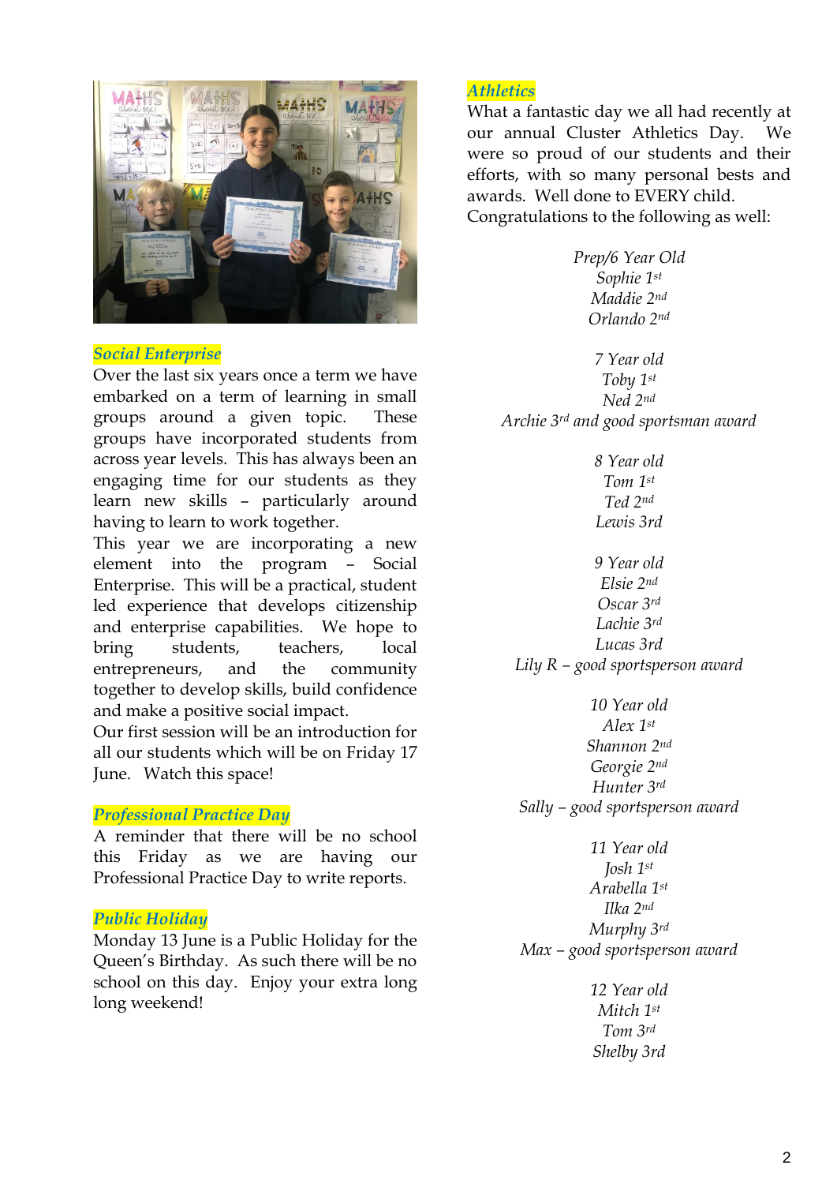## *Social Enterprise*

Over the last six years once a term we have embarked on a term of learning in small groups around a given topic. These groups have incorporated students from across year levels. This has always been an engaging time for our students as they learn new skills – particularly around having to learn to work together.

This year we are incorporating a new element into the program – Social Enterprise. This will be a practical, student led experience that develops citizenship and enterprise capabilities. We hope to bring students, teachers, local entrepreneurs, and the community together to develop skills, build confidence and make a positive social impact.

Our first session will be an introduction for all our students which will be on Friday 17 June. Watch this space!

## *Professional Practice Day*

A reminder that there will be no school this Friday as we are having our Professional Practice Day to write reports.

## *Public Holiday*

Monday 13 June is a Public Holiday for the Queen's Birthday. As such there will be no school on this day. Enjoy your extra long long weekend!

## *Athletics*

What a fantastic day we all had recently at our annual Cluster Athletics Day. We were so proud of our students and their efforts, with so many personal bests and awards. Well done to EVERY child.

Congratulations to the following as well:

*Prep/6 Year Old*
*Sophie 1st*
*Maddie 2nd*
*Orlando 2nd*

*7 Year old*
*Toby 1st*
*Ned 2nd*
*Archie 3rd and good sportsman award*

*8 Year old*
*Tom 1st*
*Ted 2nd*
*Lewis 3rd*

*9 Year old*
*Elsie 2nd*
*Oscar 3rd*
*Lachie 3rd*
*Lucas 3rd*
*Lily R – good sportsperson award*

*10 Year old*
*Alex 1st*
*Shannon 2nd*
*Georgie 2nd*
*Hunter 3rd*
*Sally – good sportsperson award*

*11 Year old*
*Josh 1st*
*Arabella 1st*
*Ilka 2nd*
*Murphy 3rd*
*Max – good sportsperson award*

*12 Year old*
*Mitch 1st*
*Tom 3rd*
*Shelby 3rd*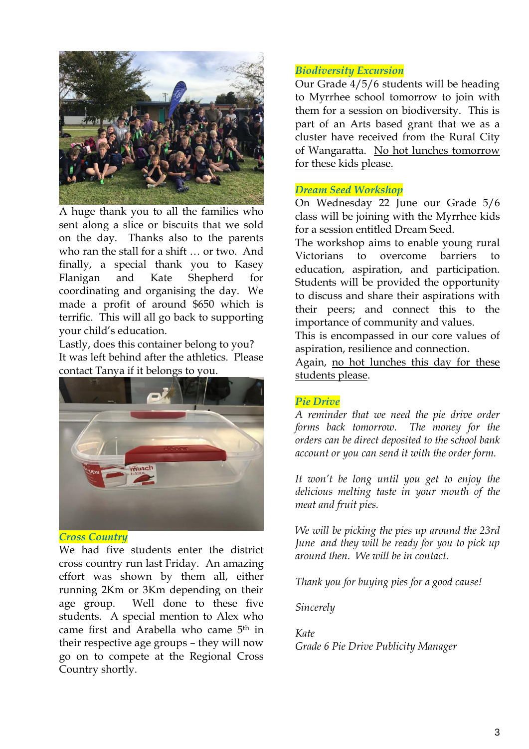A huge thank you to all the families who sent along a slice or biscuits that we sold on the day. Thanks also to the parents who ran the stall for a shift … or two. And finally, a special thank you to Kasey Flanigan and Kate Shepherd for coordinating and organising the day. We made a profit of around $650 which is terrific. This will all go back to supporting your child's education.

Lastly, does this container belong to you? It was left behind after the athletics. Please contact Tanya if it belongs to you.

### *Cross Country*

We had five students enter the district cross country run last Friday. An amazing effort was shown by them all, either running 2Km or 3Km depending on their age group. Well done to these five students. A special mention to Alex who came first and Arabella who came 5th in their respective age groups – they will now go on to compete at the Regional Cross Country shortly.

### *Biodiversity Excursion*

Our Grade 4/5/6 students will be heading to Myrrhee school tomorrow to join with them for a session on biodiversity. This is part of an Arts based grant that we as a cluster have received from the Rural City of Wangaratta. <u>No hot lunches tomorrow for these kids please.</u>

### *Dream Seed Workshop*

On Wednesday 22 June our Grade 5/6 class will be joining with the Myrrhee kids for a session entitled Dream Seed.

The workshop aims to enable young rural Victorians to overcome barriers to education, aspiration, and participation. Students will be provided the opportunity to discuss and share their aspirations with their peers; and connect this to the importance of community and values.

This is encompassed in our core values of aspiration, resilience and connection.

Again, <u>no hot lunches this day for these students please</u>.

### *Pie Drive*

*A reminder that we need the pie drive order forms back tomorrow. The money for the orders can be direct deposited to the school bank account or you can send it with the order form.*

*It won't be long until you get to enjoy the delicious melting taste in your mouth of the meat and fruit pies.*

*We will be picking the pies up around the 23rd June and they will be ready for you to pick up around then. We will be in contact.*

*Thank you for buying pies for a good cause!*

*Sincerely*

*Kate*
*Grade 6 Pie Drive Publicity Manager*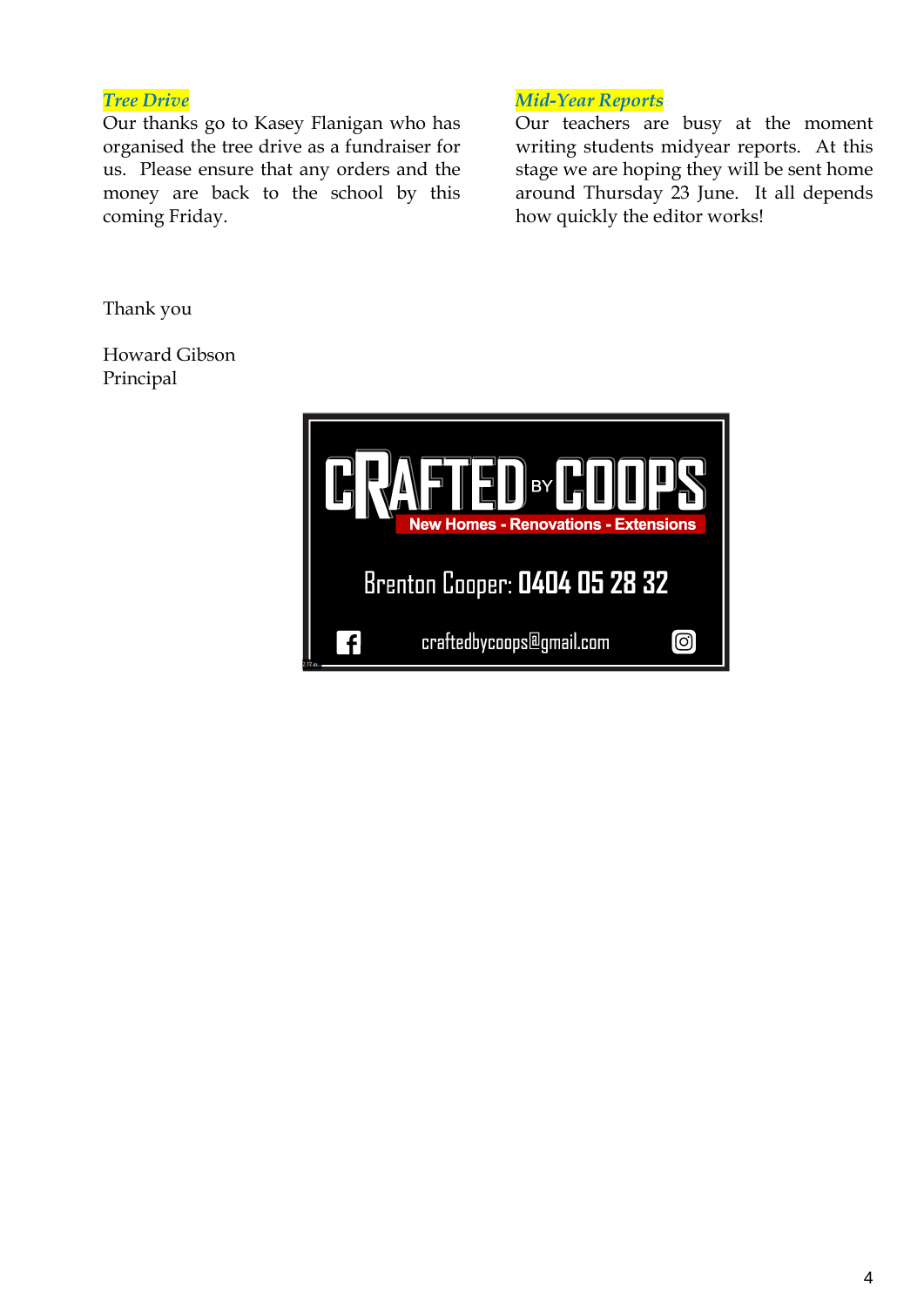***Tree Drive***

Our thanks go to Kasey Flanigan who has organised the tree drive as a fundraiser for us. Please ensure that any orders and the money are back to the school by this coming Friday.

***Mid-Year Reports***

Our teachers are busy at the moment writing students midyear reports. At this stage we are hoping they will be sent home around Thursday 23 June. It all depends how quickly the editor works!

Thank you

Howard Gibson
Principal

CRAFTED BY COOPS
New Homes - Renovations - Extensions

Brenton Cooper: 0404 05 28 32

craftedbycoops@gmail.com